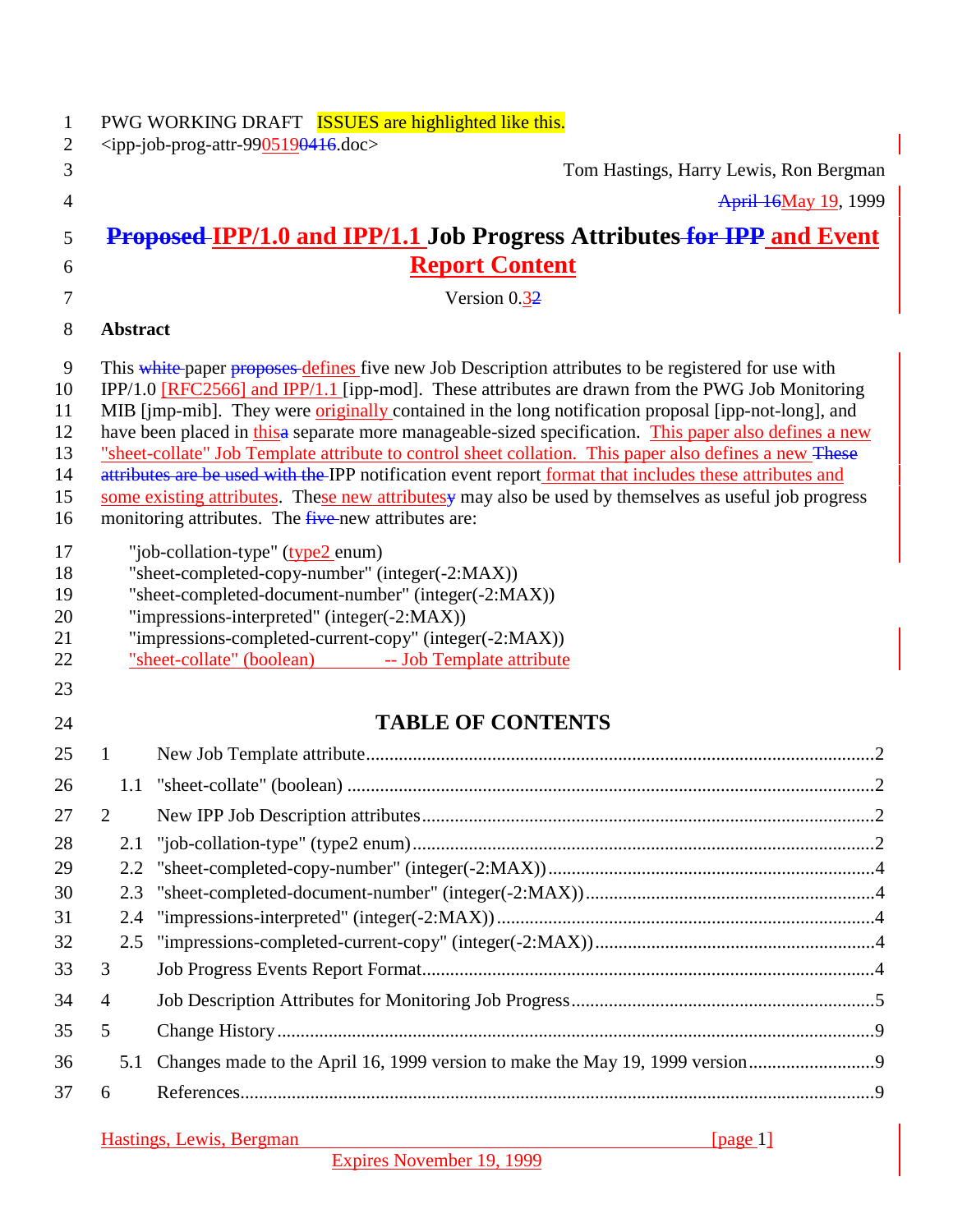PWG WORKING DRAFT ISSUES are highlighted like this.

<ipp-job-prog-attr-990519.doc>

Tom Hastings, Harry Lewis, Ron Bergman

May 19, 1999

# IPP/1.0 and IPP/1.1 Job Progress Attributes and Event Report Content

Version 0.3

## Abstract

This paper defines five new Job Description attributes to be registered for use with IPP/1.0 [RFC2566] and IPP/1.1 [ipp-mod]. These attributes are drawn from the PWG Job Monitoring MIB [jmp-mib]. They were originally contained in the long notification proposal [ipp-not-long], and have been placed in this separate more manageable-sized specification. This paper also defines a new "sheet-collate" Job Template attribute to control sheet collation. This paper also defines a new IPP notification event report format that includes these attributes and some existing attributes. These new attributes may also be used by themselves as useful job progress monitoring attributes. The new attributes are:

"job-collation-type" (type2 enum)
"sheet-completed-copy-number" (integer(-2:MAX))
"sheet-completed-document-number" (integer(-2:MAX))
"impressions-interpreted" (integer(-2:MAX))
"impressions-completed-current-copy" (integer(-2:MAX))
"sheet-collate" (boolean) -- Job Template attribute

## TABLE OF CONTENTS

1 New Job Template attribute....2
  1.1 "sheet-collate" (boolean) ....2
2 New IPP Job Description attributes....2
  2.1 "job-collation-type" (type2 enum)....2
  2.2 "sheet-completed-copy-number" (integer(-2:MAX))....4
  2.3 "sheet-completed-document-number" (integer(-2:MAX))....4
  2.4 "impressions-interpreted" (integer(-2:MAX))....4
  2.5 "impressions-completed-current-copy" (integer(-2:MAX))....4
3 Job Progress Events Report Format....4
4 Job Description Attributes for Monitoring Job Progress....5
5 Change History....9
  5.1 Changes made to the April 16, 1999 version to make the May 19, 1999 version....9
6 References....9

Expires November 19, 1999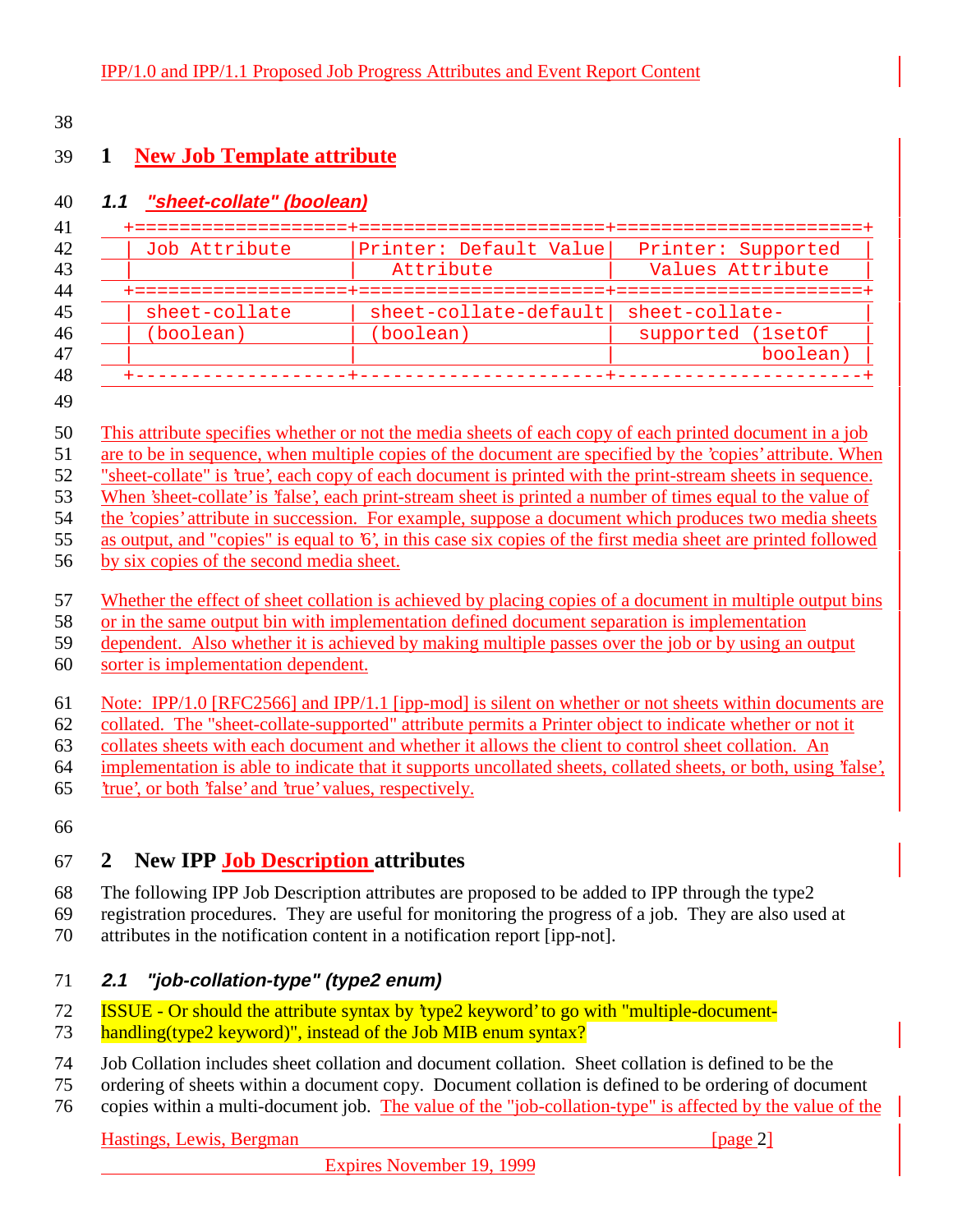# 1 New Job Template attribute

### 1.1 "sheet-collate" (boolean)

| Job Attribute | Printer: Default Value Attribute | Printer: Supported Values Attribute |
|---|---|---|
| sheet-collate (boolean) | sheet-collate-default (boolean) | sheet-collate-supported (1setOf boolean) |

This attribute specifies whether or not the media sheets of each copy of each printed document in a job are to be in sequence, when multiple copies of the document are specified by the 'copies' attribute. When "sheet-collate" is 'true', each copy of each document is printed with the print-stream sheets in sequence. When 'sheet-collate' is 'false', each print-stream sheet is printed a number of times equal to the value of the 'copies' attribute in succession. For example, suppose a document which produces two media sheets as output, and "copies" is equal to '6', in this case six copies of the first media sheet are printed followed by six copies of the second media sheet.

Whether the effect of sheet collation is achieved by placing copies of a document in multiple output bins or in the same output bin with implementation defined document separation is implementation dependent. Also whether it is achieved by making multiple passes over the job or by using an output sorter is implementation dependent.

Note: IPP/1.0 [RFC2566] and IPP/1.1 [ipp-mod] is silent on whether or not sheets within documents are collated. The "sheet-collate-supported" attribute permits a Printer object to indicate whether or not it collates sheets with each document and whether it allows the client to control sheet collation. An implementation is able to indicate that it supports uncollated sheets, collated sheets, or both, using 'false', 'true', or both 'false' and 'true' values, respectively.

# 2 New IPP Job Description attributes

The following IPP Job Description attributes are proposed to be added to IPP through the type2 registration procedures. They are useful for monitoring the progress of a job. They are also used at attributes in the notification content in a notification report [ipp-not].

### 2.1 "job-collation-type" (type2 enum)

ISSUE - Or should the attribute syntax by 'type2 keyword' to go with "multiple-document-handling(type2 keyword)", instead of the Job MIB enum syntax?

Job Collation includes sheet collation and document collation. Sheet collation is defined to be the ordering of sheets within a document copy. Document collation is defined to be ordering of document copies within a multi-document job. The value of the "job-collation-type" is affected by the value of the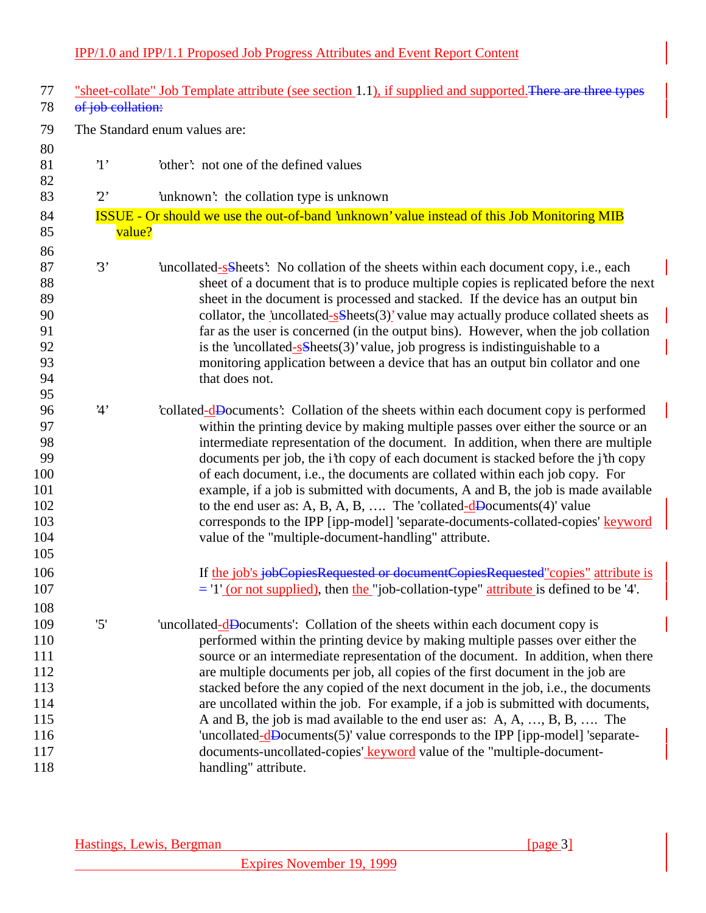"sheet-collate" Job Template attribute (see section 1.1), if supplied and supported. ~~There are three types of job collation:~~

The Standard enum values are:

'1'  'other': not one of the defined values

'2'  'unknown': the collation type is unknown

ISSUE - Or should we use the out-of-band 'unknown' value instead of this Job Monitoring MIB value?

'3'  'uncollated-sSheets': No collation of the sheets within each document copy, i.e., each sheet of a document that is to produce multiple copies is replicated before the next sheet in the document is processed and stacked. If the device has an output bin collator, the 'uncollated-sSheets(3)' value may actually produce collated sheets as far as the user is concerned (in the output bins). However, when the job collation is the 'uncollated-sSheets(3)' value, job progress is indistinguishable to a monitoring application between a device that has an output bin collator and one that does not.

'4'  'collated-dDocuments': Collation of the sheets within each document copy is performed within the printing device by making multiple passes over either the source or an intermediate representation of the document. In addition, when there are multiple documents per job, the i'th copy of each document is stacked before the j'th copy of each document, i.e., the documents are collated within each job copy. For example, if a job is submitted with documents, A and B, the job is made available to the end user as: A, B, A, B, …. The 'collated-dDocuments(4)' value corresponds to the IPP [ipp-model] 'separate-documents-collated-copies' keyword value of the "multiple-document-handling" attribute.

If the job's ~~jobCopiesRequested or documentCopiesRequested~~"copies" attribute is = '1' (or not supplied), then the "job-collation-type" attribute is defined to be '4'.

'5'  'uncollated-dDocuments': Collation of the sheets within each document copy is performed within the printing device by making multiple passes over either the source or an intermediate representation of the document. In addition, when there are multiple documents per job, all copies of the first document in the job are stacked before the any copied of the next document in the job, i.e., the documents are uncollated within the job. For example, if a job is submitted with documents, A and B, the job is mad available to the end user as: A, A, …, B, B, …. The 'uncollated-dDocuments(5)' value corresponds to the IPP [ipp-model] 'separate-documents-uncollated-copies' keyword value of the "multiple-document-handling" attribute.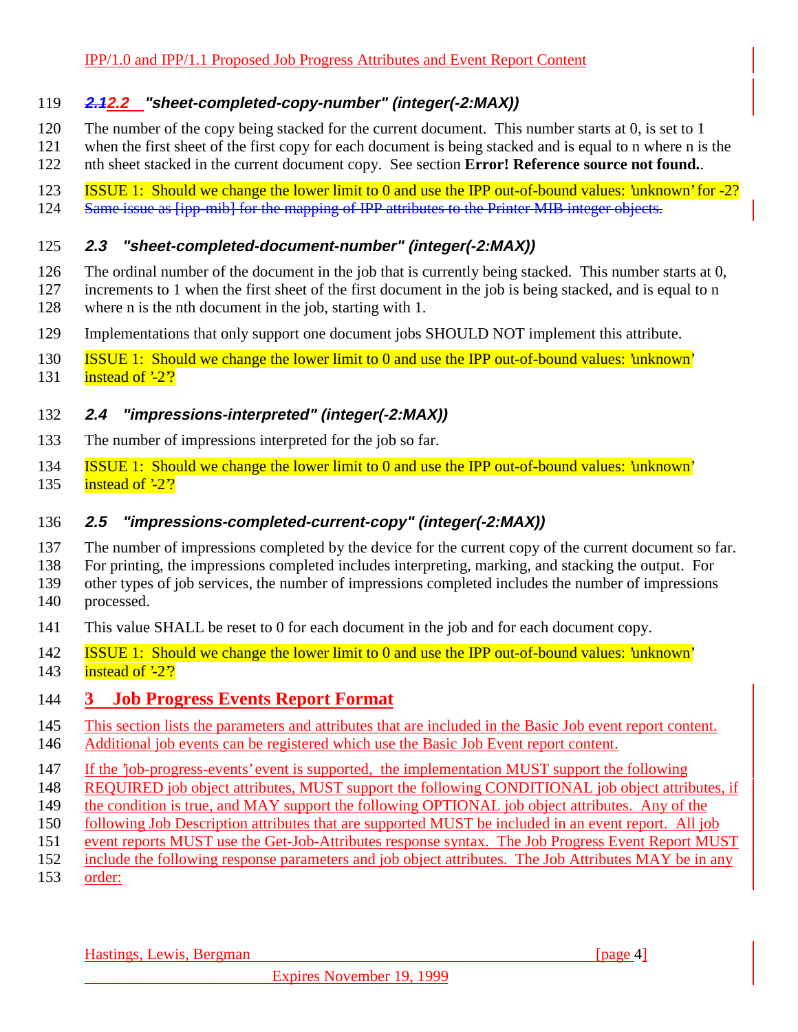### 2.2 "sheet-completed-copy-number" (integer(-2:MAX))

The number of the copy being stacked for the current document. This number starts at 0, is set to 1 when the first sheet of the first copy for each document is being stacked and is equal to n where n is the nth sheet stacked in the current document copy. See section **Error! Reference source not found.**.

ISSUE 1: Should we change the lower limit to 0 and use the IPP out-of-bound values: 'unknown' for -2? ~~Same issue as [ipp-mib] for the mapping of IPP attributes to the Printer MIB integer objects.~~

### 2.3 "sheet-completed-document-number" (integer(-2:MAX))

The ordinal number of the document in the job that is currently being stacked. This number starts at 0, increments to 1 when the first sheet of the first document in the job is being stacked, and is equal to n where n is the nth document in the job, starting with 1.

Implementations that only support one document jobs SHOULD NOT implement this attribute.

ISSUE 1: Should we change the lower limit to 0 and use the IPP out-of-bound values: 'unknown' instead of '-2'?

### 2.4 "impressions-interpreted" (integer(-2:MAX))

The number of impressions interpreted for the job so far.

ISSUE 1: Should we change the lower limit to 0 and use the IPP out-of-bound values: 'unknown' instead of '-2'?

### 2.5 "impressions-completed-current-copy" (integer(-2:MAX))

The number of impressions completed by the device for the current copy of the current document so far. For printing, the impressions completed includes interpreting, marking, and stacking the output. For other types of job services, the number of impressions completed includes the number of impressions processed.

This value SHALL be reset to 0 for each document in the job and for each document copy.

ISSUE 1: Should we change the lower limit to 0 and use the IPP out-of-bound values: 'unknown' instead of '-2'?

## 3 Job Progress Events Report Format

This section lists the parameters and attributes that are included in the Basic Job event report content. Additional job events can be registered which use the Basic Job Event report content.

If the 'job-progress-events' event is supported, the implementation MUST support the following REQUIRED job object attributes, MUST support the following CONDITIONAL job object attributes, if the condition is true, and MAY support the following OPTIONAL job object attributes. Any of the following Job Description attributes that are supported MUST be included in an event report. All job event reports MUST use the Get-Job-Attributes response syntax. The Job Progress Event Report MUST include the following response parameters and job object attributes. The Job Attributes MAY be in any order: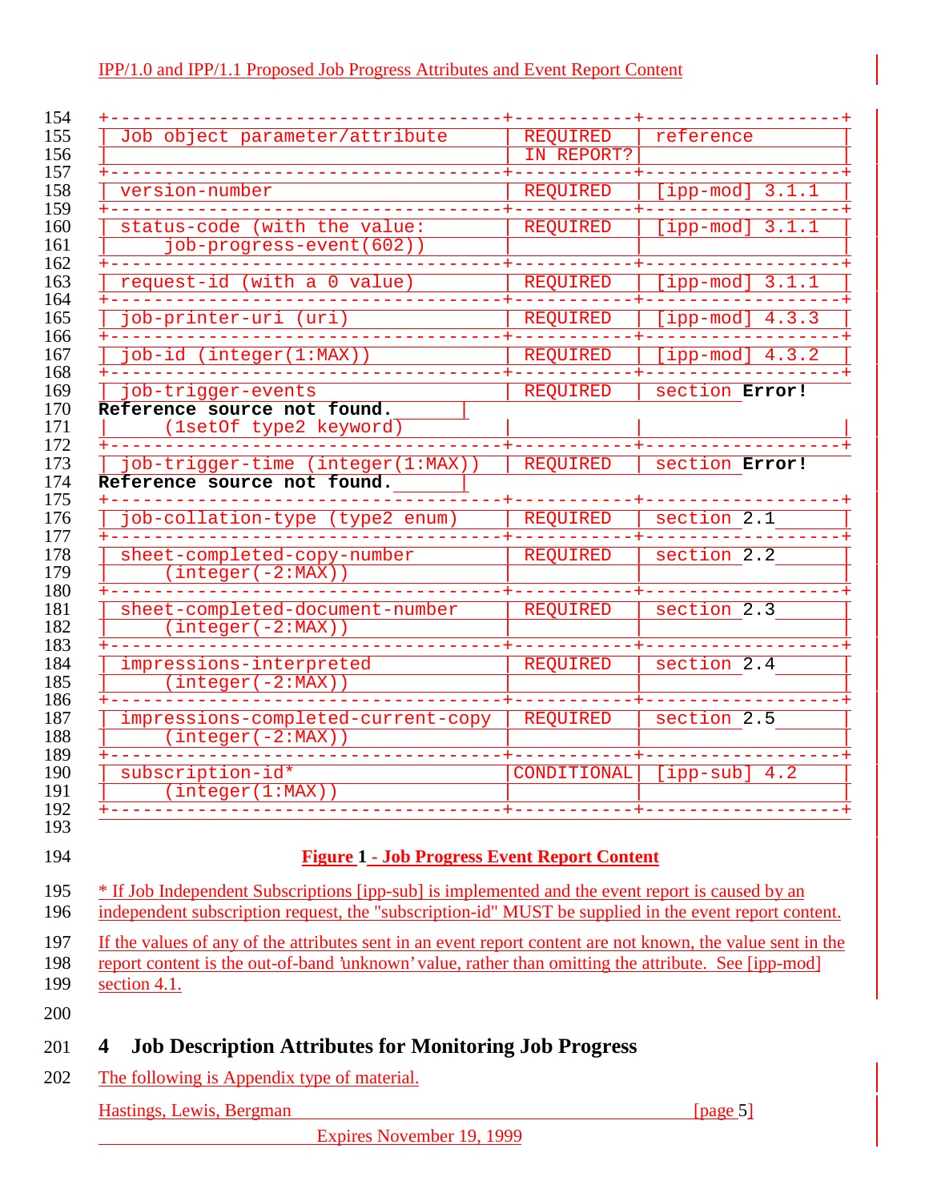| Job object parameter/attribute | REQUIRED IN REPORT? | reference |
|---|---|---|
| version-number | REQUIRED | [ipp-mod] 3.1.1 |
| status-code (with the value: job-progress-event(602)) | REQUIRED | [ipp-mod] 3.1.1 |
| request-id (with a 0 value) | REQUIRED | [ipp-mod] 3.1.1 |
| job-printer-uri (uri) | REQUIRED | [ipp-mod] 4.3.3 |
| job-id (integer(1:MAX)) | REQUIRED | [ipp-mod] 4.3.2 |
| job-trigger-events **Reference source not found.** (1setOf type2 keyword) | REQUIRED | section **Error!** |
| job-trigger-time (integer(1:MAX)) **Reference source not found.** | REQUIRED | section **Error!** |
| job-collation-type (type2 enum) | REQUIRED | section 2.1 |
| sheet-completed-copy-number (integer(-2:MAX)) | REQUIRED | section 2.2 |
| sheet-completed-document-number (integer(-2:MAX)) | REQUIRED | section 2.3 |
| impressions-interpreted (integer(-2:MAX)) | REQUIRED | section 2.4 |
| impressions-completed-current-copy (integer(-2:MAX)) | REQUIRED | section 2.5 |
| subscription-id* (integer(1:MAX)) | CONDITIONAL | [ipp-sub] 4.2 |

**Figure 1 - Job Progress Event Report Content**

* If Job Independent Subscriptions [ipp-sub] is implemented and the event report is caused by an independent subscription request, the "subscription-id" MUST be supplied in the event report content.

If the values of any of the attributes sent in an event report content are not known, the value sent in the report content is the out-of-band 'unknown' value, rather than omitting the attribute. See [ipp-mod] section 4.1.

# 4 Job Description Attributes for Monitoring Job Progress

The following is Appendix type of material.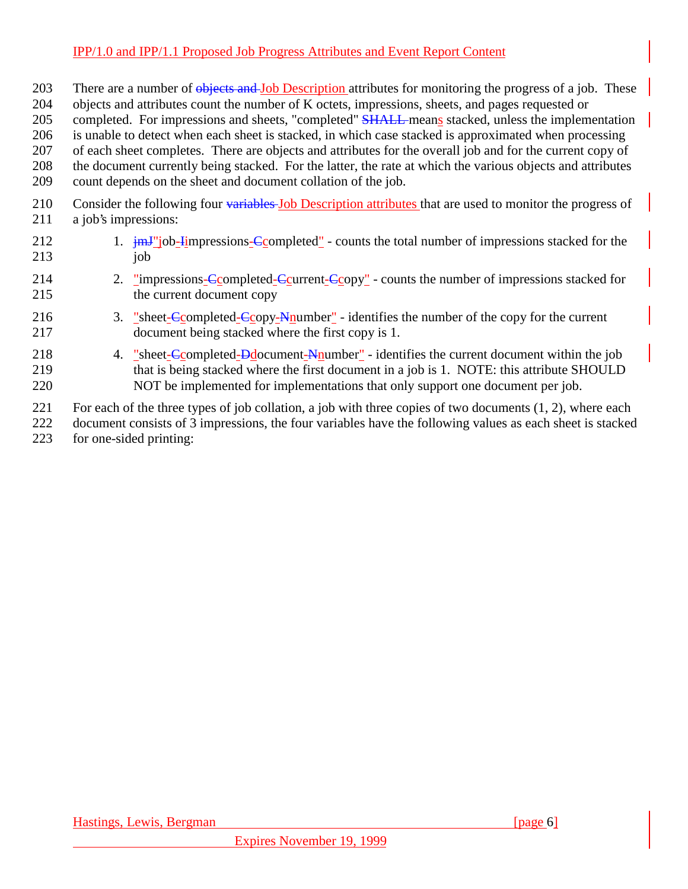There are a number of Job Description attributes for monitoring the progress of a job. These objects and attributes count the number of K octets, impressions, sheets, and pages requested or completed. For impressions and sheets, "completed" means stacked, unless the implementation is unable to detect when each sheet is stacked, in which case stacked is approximated when processing of each sheet completes. There are objects and attributes for the overall job and for the current copy of the document currently being stacked. For the latter, the rate at which the various objects and attributes count depends on the sheet and document collation of the job.

Consider the following four Job Description attributes that are used to monitor the progress of a job's impressions:

1. "job-impressions-completed" - counts the total number of impressions stacked for the job
2. "impressions-completed-current-copy" - counts the number of impressions stacked for the current document copy
3. "sheet-completed-copy-number" - identifies the number of the copy for the current document being stacked where the first copy is 1.
4. "sheet-completed-document-number" - identifies the current document within the job that is being stacked where the first document in a job is 1. NOTE: this attribute SHOULD NOT be implemented for implementations that only support one document per job.

For each of the three types of job collation, a job with three copies of two documents (1, 2), where each document consists of 3 impressions, the four variables have the following values as each sheet is stacked for one-sided printing: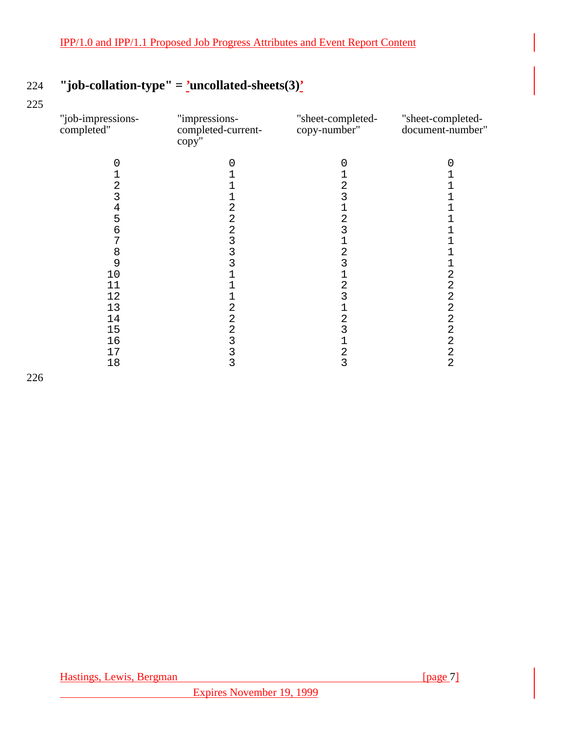**"job-collation-type" = 'uncollated-sheets(3)'**

| "job-impressions-completed" | "impressions-completed-current-copy" | "sheet-completed-copy-number" | "sheet-completed-document-number" |
|---|---|---|---|
| 0 | 0 | 0 | 0 |
| 1 | 1 | 1 | 1 |
| 2 | 1 | 2 | 1 |
| 3 | 1 | 3 | 1 |
| 4 | 2 | 1 | 1 |
| 5 | 2 | 2 | 1 |
| 6 | 2 | 3 | 1 |
| 7 | 3 | 1 | 1 |
| 8 | 3 | 2 | 1 |
| 9 | 3 | 3 | 1 |
| 10 | 1 | 1 | 2 |
| 11 | 1 | 2 | 2 |
| 12 | 1 | 3 | 2 |
| 13 | 2 | 1 | 2 |
| 14 | 2 | 2 | 2 |
| 15 | 2 | 3 | 2 |
| 16 | 3 | 1 | 2 |
| 17 | 3 | 2 | 2 |
| 18 | 3 | 3 | 2 |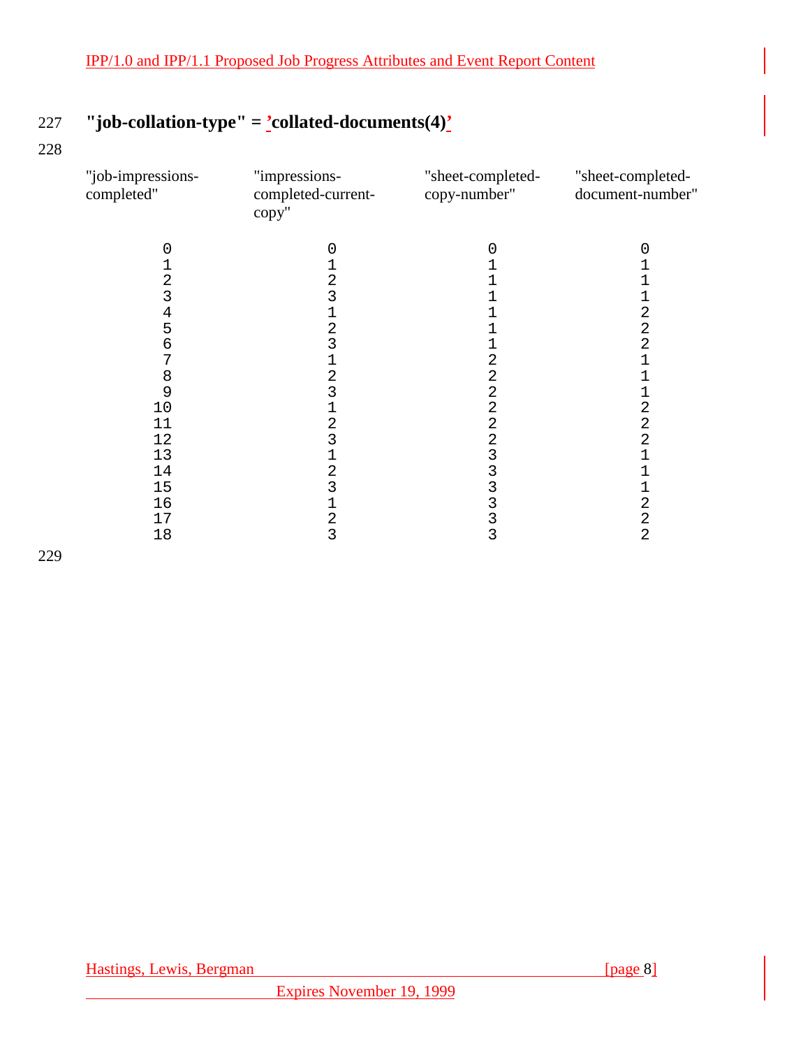227 **"job-collation-type" = 'collated-documents(4)'**

228

| "job-impressions-completed" | "impressions-completed-current-copy" | "sheet-completed-copy-number" | "sheet-completed-document-number" |
|---|---|---|---|
| 0 | 0 | 0 | 0 |
| 1 | 1 | 1 | 1 |
| 2 | 2 | 1 | 1 |
| 3 | 3 | 1 | 1 |
| 4 | 1 | 1 | 2 |
| 5 | 2 | 1 | 2 |
| 6 | 3 | 1 | 2 |
| 7 | 1 | 2 | 1 |
| 8 | 2 | 2 | 1 |
| 9 | 3 | 2 | 1 |
| 10 | 1 | 2 | 2 |
| 11 | 2 | 2 | 2 |
| 12 | 3 | 2 | 2 |
| 13 | 1 | 3 | 1 |
| 14 | 2 | 3 | 1 |
| 15 | 3 | 3 | 1 |
| 16 | 1 | 3 | 2 |
| 17 | 2 | 3 | 2 |
| 18 | 3 | 3 | 2 |

229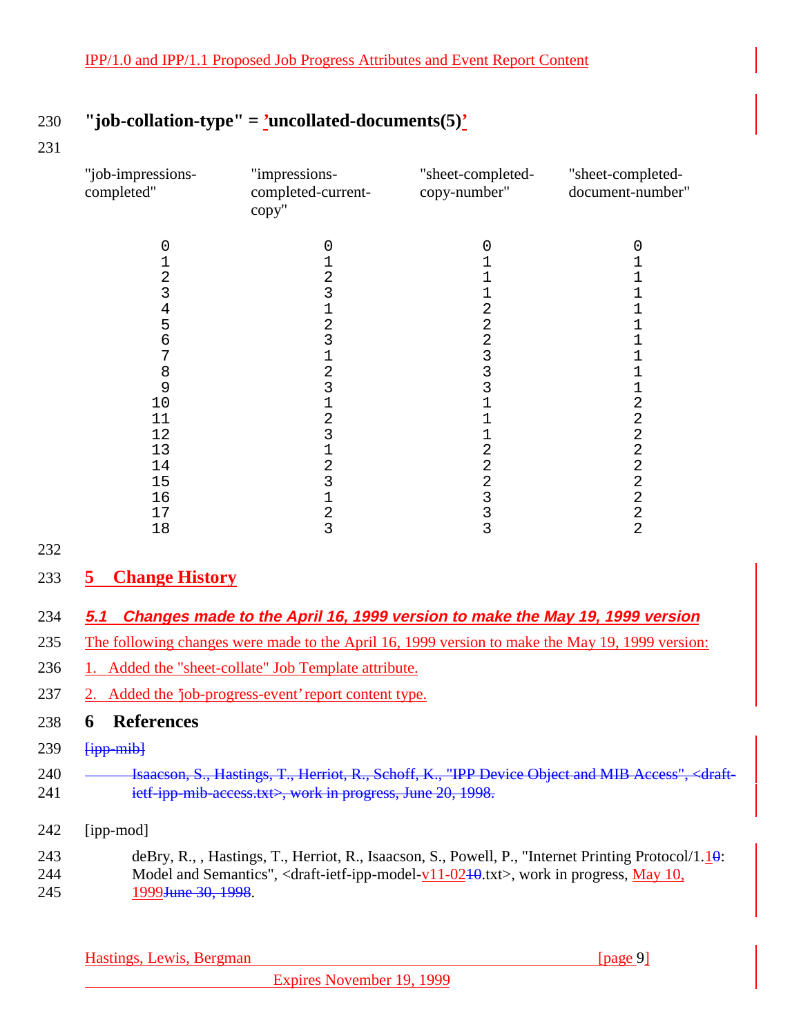**"job-collation-type" = 'uncollated-documents(5)'**

| "job-impressions-completed" | "impressions-completed-current-copy" | "sheet-completed-copy-number" | "sheet-completed-document-number" |
|---|---|---|---|
| 0 | 0 | 0 | 0 |
| 1 | 1 | 1 | 1 |
| 2 | 2 | 1 | 1 |
| 3 | 3 | 1 | 1 |
| 4 | 1 | 2 | 1 |
| 5 | 2 | 2 | 1 |
| 6 | 3 | 2 | 1 |
| 7 | 1 | 3 | 1 |
| 8 | 2 | 3 | 1 |
| 9 | 3 | 3 | 1 |
| 10 | 1 | 1 | 2 |
| 11 | 2 | 1 | 2 |
| 12 | 3 | 1 | 2 |
| 13 | 1 | 2 | 2 |
| 14 | 2 | 2 | 2 |
| 15 | 3 | 2 | 2 |
| 16 | 1 | 3 | 2 |
| 17 | 2 | 3 | 2 |
| 18 | 3 | 3 | 2 |

# 5 Change History

## 5.1 Changes made to the April 16, 1999 version to make the May 19, 1999 version

The following changes were made to the April 16, 1999 version to make the May 19, 1999 version:

1. Added the "sheet-collate" Job Template attribute.
2. Added the 'job-progress-event' report content type.

# 6 References

~~[ipp-mib]~~

~~Isaacson, S., Hastings, T., Herriot, R., Schoff, K., "IPP Device Object and MIB Access", <draft-ietf-ipp-mib-access.txt>, work in progress, June 20, 1998.~~

[ipp-mod]

deBry, R., , Hastings, T., Herriot, R., Isaacson, S., Powell, P., "Internet Printing Protocol/1.1~~0~~: Model and Semantics", <draft-ietf-ipp-model-v11-02~~10~~.txt>, work in progress, May 10, 1999~~June 30, 1998~~.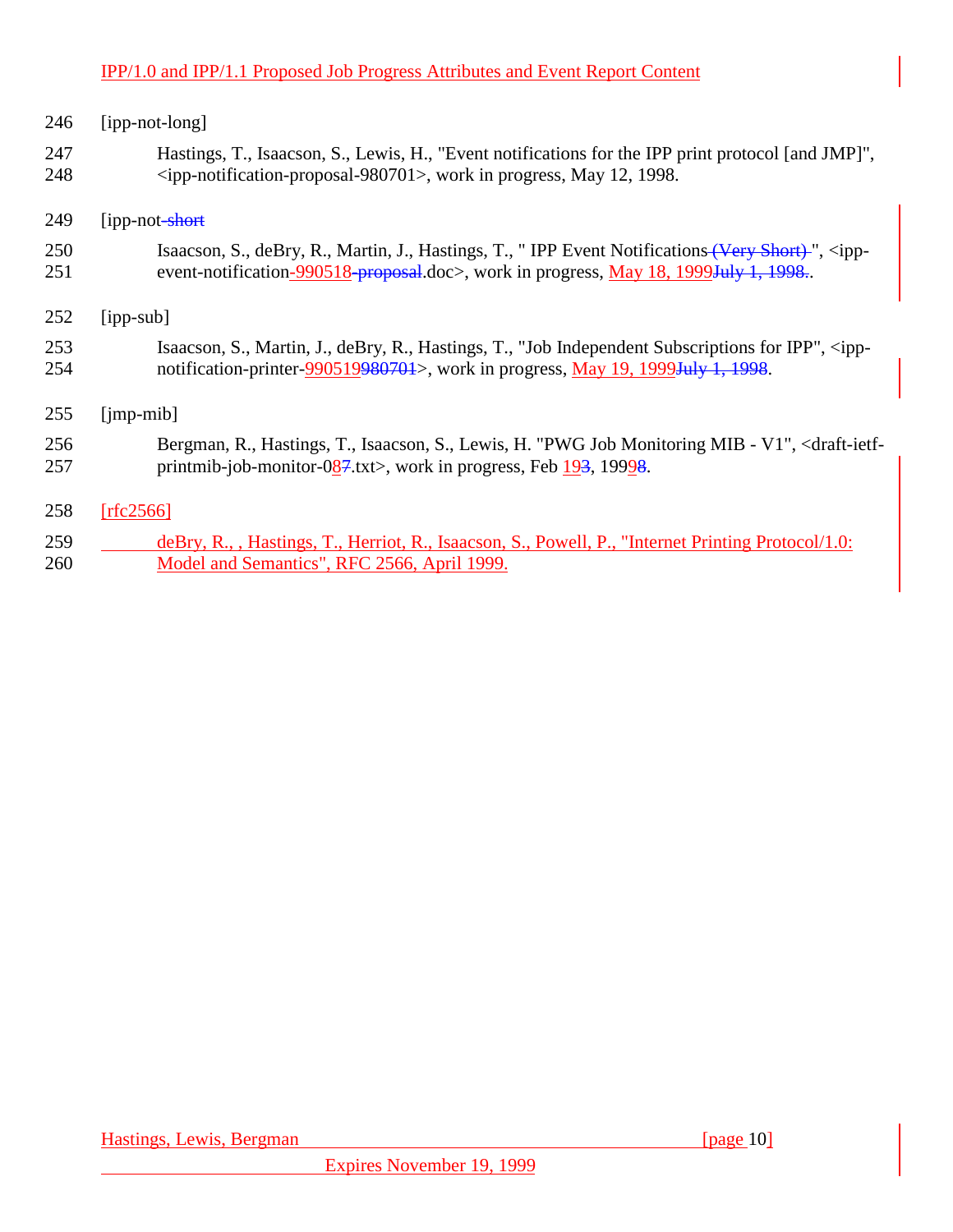246 [ipp-not-long]

247 Hastings, T., Isaacson, S., Lewis, H., "Event notifications for the IPP print protocol [and JMP]",
248 <ipp-notification-proposal-980701>, work in progress, May 12, 1998.

249 [ipp-not-short

250 Isaacson, S., deBry, R., Martin, J., Hastings, T., " IPP Event Notifications (Very Short) ", <ipp-
251 event-notification-990518-proposal.doc>, work in progress, May 18, 1999July 1, 1998..

252 [ipp-sub]

253 Isaacson, S., Martin, J., deBry, R., Hastings, T., "Job Independent Subscriptions for IPP", <ipp-
254 notification-printer-990519980701>, work in progress, May 19, 1999July 1, 1998.

255 [jmp-mib]

256 Bergman, R., Hastings, T., Isaacson, S., Lewis, H. "PWG Job Monitoring MIB - V1", <draft-ietf-
257 printmib-job-monitor-087.txt>, work in progress, Feb 193, 19998.

258 [rfc2566]

259 deBry, R., , Hastings, T., Herriot, R., Isaacson, S., Powell, P., "Internet Printing Protocol/1.0:
260 Model and Semantics", RFC 2566, April 1999.